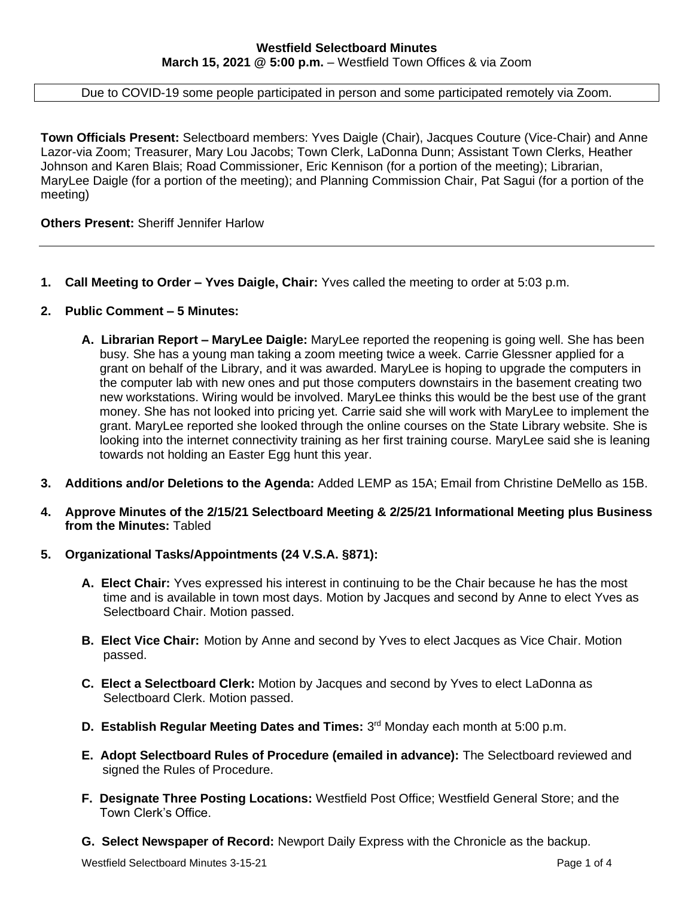**Westfield Selectboard Minutes**
**March 15, 2021 @ 5:00 p.m.** – Westfield Town Offices & via Zoom

Due to COVID-19 some people participated in person and some participated remotely via Zoom.

**Town Officials Present:** Selectboard members: Yves Daigle (Chair), Jacques Couture (Vice-Chair) and Anne Lazor-via Zoom; Treasurer, Mary Lou Jacobs; Town Clerk, LaDonna Dunn; Assistant Town Clerks, Heather Johnson and Karen Blais; Road Commissioner, Eric Kennison (for a portion of the meeting); Librarian, MaryLee Daigle (for a portion of the meeting); and Planning Commission Chair, Pat Sagui (for a portion of the meeting)

**Others Present:** Sheriff Jennifer Harlow

---

1. **Call Meeting to Order – Yves Daigle, Chair:** Yves called the meeting to order at 5:03 p.m.

2. **Public Comment – 5 Minutes:**

   A. **Librarian Report – MaryLee Daigle:** MaryLee reported the reopening is going well. She has been busy. She has a young man taking a zoom meeting twice a week. Carrie Glessner applied for a grant on behalf of the Library, and it was awarded. MaryLee is hoping to upgrade the computers in the computer lab with new ones and put those computers downstairs in the basement creating two new workstations. Wiring would be involved. MaryLee thinks this would be the best use of the grant money. She has not looked into pricing yet. Carrie said she will work with MaryLee to implement the grant. MaryLee reported she looked through the online courses on the State Library website. She is looking into the internet connectivity training as her first training course. MaryLee said she is leaning towards not holding an Easter Egg hunt this year.

3. **Additions and/or Deletions to the Agenda:** Added LEMP as 15A; Email from Christine DeMello as 15B.

4. **Approve Minutes of the 2/15/21 Selectboard Meeting & 2/25/21 Informational Meeting plus Business from the Minutes:** Tabled

5. **Organizational Tasks/Appointments (24 V.S.A. §871):**

   A. **Elect Chair:** Yves expressed his interest in continuing to be the Chair because he has the most time and is available in town most days. Motion by Jacques and second by Anne to elect Yves as Selectboard Chair. Motion passed.

   B. **Elect Vice Chair:** Motion by Anne and second by Yves to elect Jacques as Vice Chair. Motion passed.

   C. **Elect a Selectboard Clerk:** Motion by Jacques and second by Yves to elect LaDonna as Selectboard Clerk. Motion passed.

   D. **Establish Regular Meeting Dates and Times:** 3rd Monday each month at 5:00 p.m.

   E. **Adopt Selectboard Rules of Procedure (emailed in advance):** The Selectboard reviewed and signed the Rules of Procedure.

   F. **Designate Three Posting Locations:** Westfield Post Office; Westfield General Store; and the Town Clerk's Office.

   G. **Select Newspaper of Record:** Newport Daily Express with the Chronicle as the backup.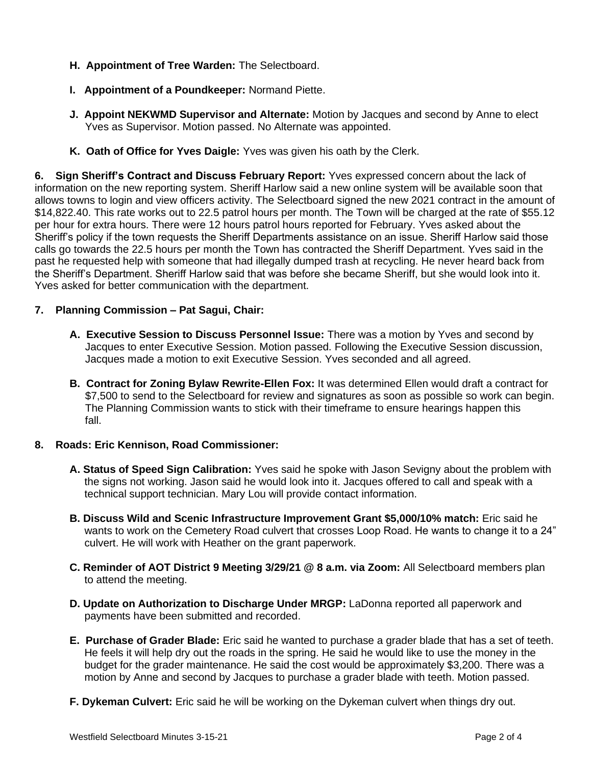- **H. Appointment of Tree Warden:** The Selectboard.

- **I. Appointment of a Poundkeeper:** Normand Piette.

- **J. Appoint NEKWMD Supervisor and Alternate:** Motion by Jacques and second by Anne to elect Yves as Supervisor. Motion passed. No Alternate was appointed.

- **K. Oath of Office for Yves Daigle:** Yves was given his oath by the Clerk.

**6. Sign Sheriff's Contract and Discuss February Report:** Yves expressed concern about the lack of information on the new reporting system. Sheriff Harlow said a new online system will be available soon that allows towns to login and view officers activity. The Selectboard signed the new 2021 contract in the amount of $14,822.40. This rate works out to 22.5 patrol hours per month. The Town will be charged at the rate of $55.12 per hour for extra hours. There were 12 hours patrol hours reported for February. Yves asked about the Sheriff's policy if the town requests the Sheriff Departments assistance on an issue. Sheriff Harlow said those calls go towards the 22.5 hours per month the Town has contracted the Sheriff Department. Yves said in the past he requested help with someone that had illegally dumped trash at recycling. He never heard back from the Sheriff's Department. Sheriff Harlow said that was before she became Sheriff, but she would look into it. Yves asked for better communication with the department.

**7. Planning Commission – Pat Sagui, Chair:**

- **A. Executive Session to Discuss Personnel Issue:** There was a motion by Yves and second by Jacques to enter Executive Session. Motion passed. Following the Executive Session discussion, Jacques made a motion to exit Executive Session. Yves seconded and all agreed.

- **B. Contract for Zoning Bylaw Rewrite-Ellen Fox:** It was determined Ellen would draft a contract for $7,500 to send to the Selectboard for review and signatures as soon as possible so work can begin. The Planning Commission wants to stick with their timeframe to ensure hearings happen this fall.

**8. Roads: Eric Kennison, Road Commissioner:**

- **A. Status of Speed Sign Calibration:** Yves said he spoke with Jason Sevigny about the problem with the signs not working. Jason said he would look into it. Jacques offered to call and speak with a technical support technician. Mary Lou will provide contact information.

- **B. Discuss Wild and Scenic Infrastructure Improvement Grant $5,000/10% match:** Eric said he wants to work on the Cemetery Road culvert that crosses Loop Road. He wants to change it to a 24" culvert. He will work with Heather on the grant paperwork.

- **C. Reminder of AOT District 9 Meeting 3/29/21 @ 8 a.m. via Zoom:** All Selectboard members plan to attend the meeting.

- **D. Update on Authorization to Discharge Under MRGP:** LaDonna reported all paperwork and payments have been submitted and recorded.

- **E. Purchase of Grader Blade:** Eric said he wanted to purchase a grader blade that has a set of teeth. He feels it will help dry out the roads in the spring. He said he would like to use the money in the budget for the grader maintenance. He said the cost would be approximately $3,200. There was a motion by Anne and second by Jacques to purchase a grader blade with teeth. Motion passed.

- **F. Dykeman Culvert:** Eric said he will be working on the Dykeman culvert when things dry out.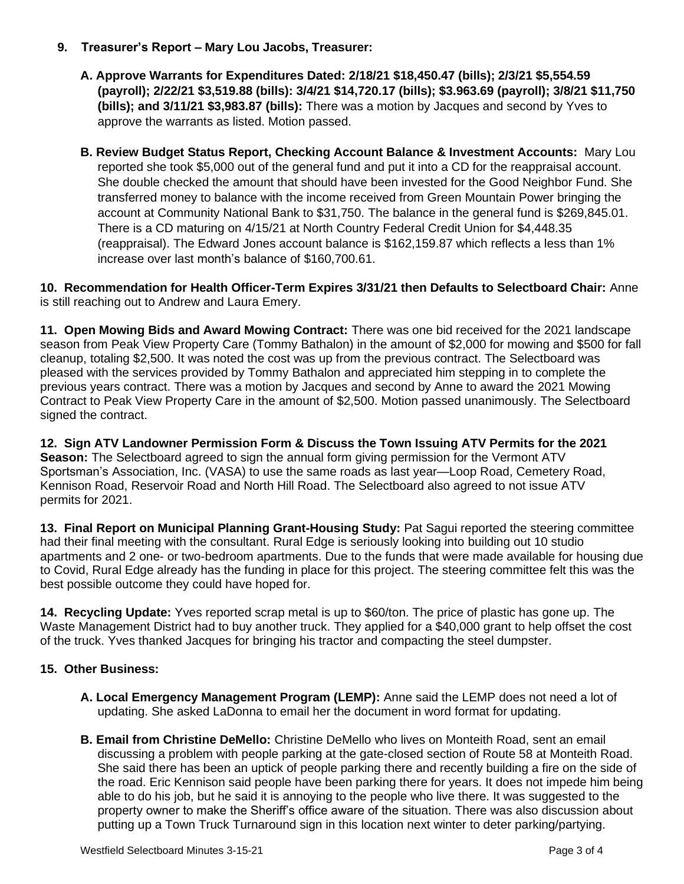9. **Treasurer's Report – Mary Lou Jacobs, Treasurer:**

   A. **Approve Warrants for Expenditures Dated: 2/18/21 $18,450.47 (bills); 2/3/21 $5,554.59 (payroll); 2/22/21 $3,519.88 (bills): 3/4/21 $14,720.17 (bills); $3.963.69 (payroll); 3/8/21 $11,750 (bills); and 3/11/21 $3,983.87 (bills):** There was a motion by Jacques and second by Yves to approve the warrants as listed. Motion passed.

   B. **Review Budget Status Report, Checking Account Balance & Investment Accounts:** Mary Lou reported she took $5,000 out of the general fund and put it into a CD for the reappraisal account. She double checked the amount that should have been invested for the Good Neighbor Fund. She transferred money to balance with the income received from Green Mountain Power bringing the account at Community National Bank to $31,750. The balance in the general fund is $269,845.01. There is a CD maturing on 4/15/21 at North Country Federal Credit Union for $4,448.35 (reappraisal). The Edward Jones account balance is $162,159.87 which reflects a less than 1% increase over last month's balance of $160,700.61.

**10. Recommendation for Health Officer-Term Expires 3/31/21 then Defaults to Selectboard Chair:** Anne is still reaching out to Andrew and Laura Emery.

**11. Open Mowing Bids and Award Mowing Contract:** There was one bid received for the 2021 landscape season from Peak View Property Care (Tommy Bathalon) in the amount of $2,000 for mowing and $500 for fall cleanup, totaling $2,500. It was noted the cost was up from the previous contract. The Selectboard was pleased with the services provided by Tommy Bathalon and appreciated him stepping in to complete the previous years contract. There was a motion by Jacques and second by Anne to award the 2021 Mowing Contract to Peak View Property Care in the amount of $2,500. Motion passed unanimously. The Selectboard signed the contract.

**12. Sign ATV Landowner Permission Form & Discuss the Town Issuing ATV Permits for the 2021 Season:** The Selectboard agreed to sign the annual form giving permission for the Vermont ATV Sportsman's Association, Inc. (VASA) to use the same roads as last year—Loop Road, Cemetery Road, Kennison Road, Reservoir Road and North Hill Road. The Selectboard also agreed to not issue ATV permits for 2021.

**13. Final Report on Municipal Planning Grant-Housing Study:** Pat Sagui reported the steering committee had their final meeting with the consultant. Rural Edge is seriously looking into building out 10 studio apartments and 2 one- or two-bedroom apartments. Due to the funds that were made available for housing due to Covid, Rural Edge already has the funding in place for this project. The steering committee felt this was the best possible outcome they could have hoped for.

**14. Recycling Update:** Yves reported scrap metal is up to $60/ton. The price of plastic has gone up. The Waste Management District had to buy another truck. They applied for a $40,000 grant to help offset the cost of the truck. Yves thanked Jacques for bringing his tractor and compacting the steel dumpster.

**15. Other Business:**

   A. **Local Emergency Management Program (LEMP):** Anne said the LEMP does not need a lot of updating. She asked LaDonna to email her the document in word format for updating.

   B. **Email from Christine DeMello:** Christine DeMello who lives on Monteith Road, sent an email discussing a problem with people parking at the gate-closed section of Route 58 at Monteith Road. She said there has been an uptick of people parking there and recently building a fire on the side of the road. Eric Kennison said people have been parking there for years. It does not impede him being able to do his job, but he said it is annoying to the people who live there. It was suggested to the property owner to make the Sheriff's office aware of the situation. There was also discussion about putting up a Town Truck Turnaround sign in this location next winter to deter parking/partying.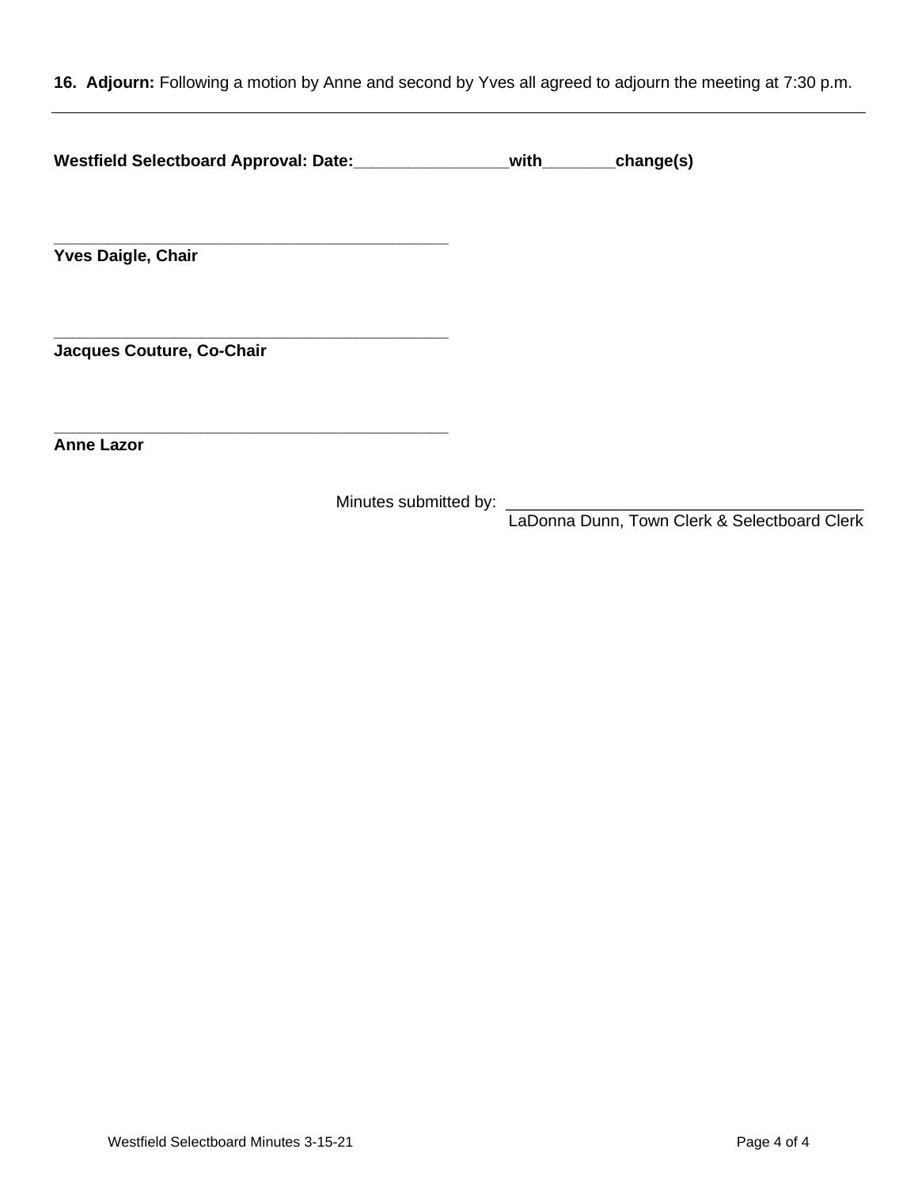**16. Adjourn:** Following a motion by Anne and second by Yves all agreed to adjourn the meeting at 7:30 p.m.

---

**Westfield Selectboard Approval: Date:________________with_______change(s)**

_____________________________________________
**Yves Daigle, Chair**

_____________________________________________
**Jacques Couture, Co-Chair**

_____________________________________________
**Anne Lazor**

Minutes submitted by: _____________________________________
LaDonna Dunn, Town Clerk & Selectboard Clerk